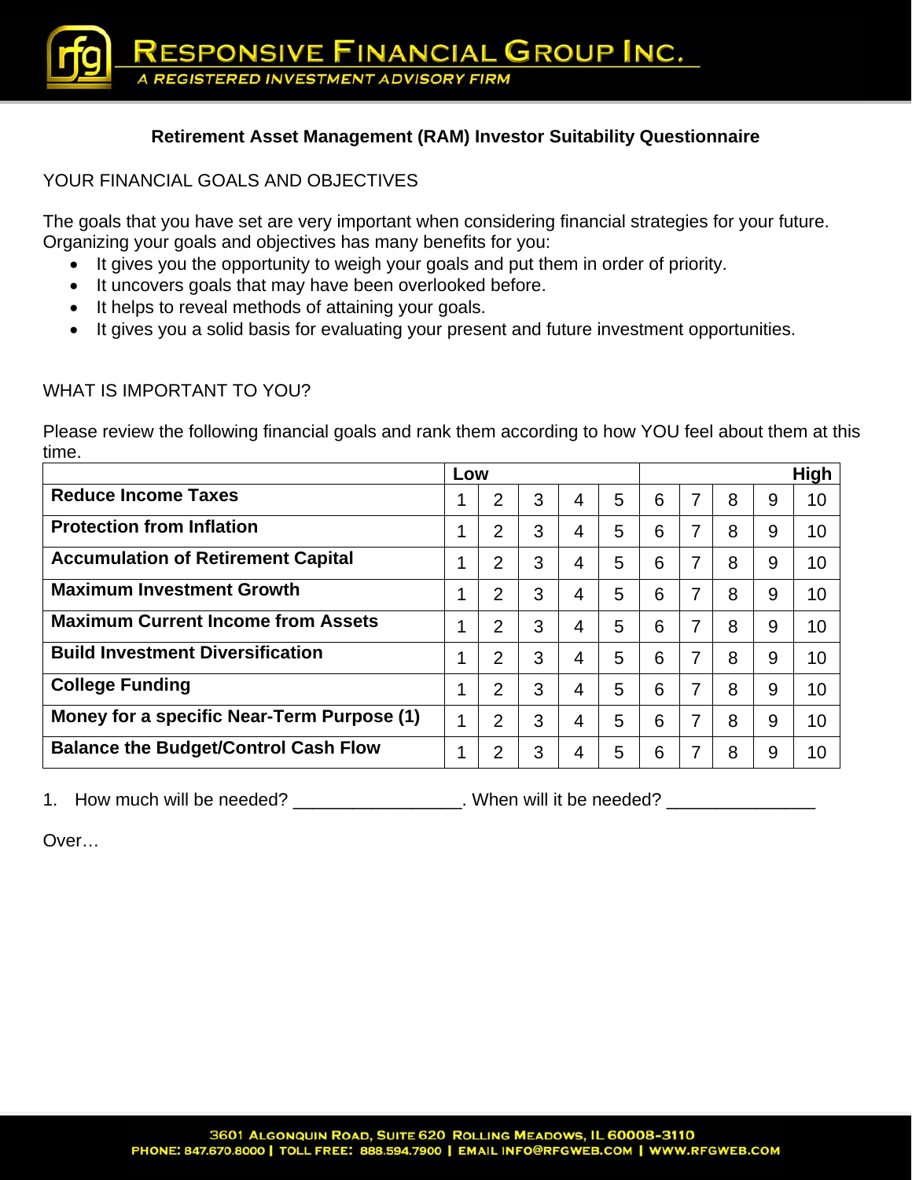# RESPONSIVE FINANCIAL GROUP INC.

*A REGISTERED INVESTMENT ADVISORY FIRM*

**Retirement Asset Management (RAM) Investor Suitability Questionnaire**

YOUR FINANCIAL GOALS AND OBJECTIVES

The goals that you have set are very important when considering financial strategies for your future. Organizing your goals and objectives has many benefits for you:

- It gives you the opportunity to weigh your goals and put them in order of priority.
- It uncovers goals that may have been overlooked before.
- It helps to reveal methods of attaining your goals.
- It gives you a solid basis for evaluating your present and future investment opportunities.

WHAT IS IMPORTANT TO YOU?

Please review the following financial goals and rank them according to how YOU feel about them at this time.

| | **Low** | | | | | | | | | **High** |
|---|---|---|---|---|---|---|---|---|---|---|
| **Reduce Income Taxes** | 1 | 2 | 3 | 4 | 5 | 6 | 7 | 8 | 9 | 10 |
| **Protection from Inflation** | 1 | 2 | 3 | 4 | 5 | 6 | 7 | 8 | 9 | 10 |
| **Accumulation of Retirement Capital** | 1 | 2 | 3 | 4 | 5 | 6 | 7 | 8 | 9 | 10 |
| **Maximum Investment Growth** | 1 | 2 | 3 | 4 | 5 | 6 | 7 | 8 | 9 | 10 |
| **Maximum Current Income from Assets** | 1 | 2 | 3 | 4 | 5 | 6 | 7 | 8 | 9 | 10 |
| **Build Investment Diversification** | 1 | 2 | 3 | 4 | 5 | 6 | 7 | 8 | 9 | 10 |
| **College Funding** | 1 | 2 | 3 | 4 | 5 | 6 | 7 | 8 | 9 | 10 |
| **Money for a specific Near-Term Purpose (1)** | 1 | 2 | 3 | 4 | 5 | 6 | 7 | 8 | 9 | 10 |
| **Balance the Budget/Control Cash Flow** | 1 | 2 | 3 | 4 | 5 | 6 | 7 | 8 | 9 | 10 |

1. How much will be needed? _________________. When will it be needed? _______________

Over…

3601 ALGONQUIN ROAD, SUITE 620 ROLLING MEADOWS, IL 60008-3110
PHONE: 847.670.8000 | TOLL FREE: 888.594.7900 | EMAIL INFO@RFGWEB.COM | WWW.RFGWEB.COM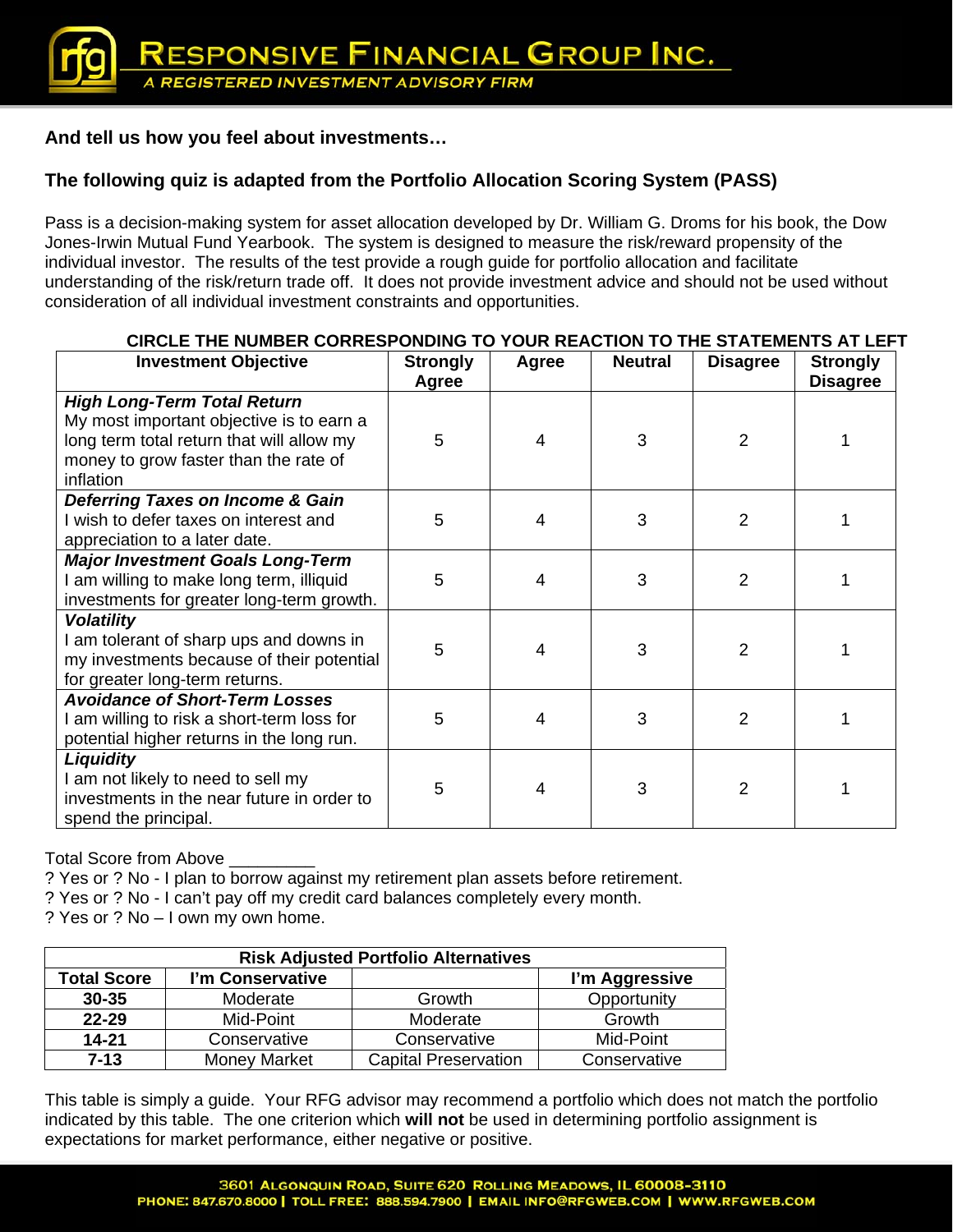**And tell us how you feel about investments…**

**The following quiz is adapted from the Portfolio Allocation Scoring System (PASS)**

Pass is a decision-making system for asset allocation developed by Dr. William G. Droms for his book, the Dow Jones-Irwin Mutual Fund Yearbook. The system is designed to measure the risk/reward propensity of the individual investor. The results of the test provide a rough guide for portfolio allocation and facilitate understanding of the risk/return trade off. It does not provide investment advice and should not be used without consideration of all individual investment constraints and opportunities.

**CIRCLE THE NUMBER CORRESPONDING TO YOUR REACTION TO THE STATEMENTS AT LEFT**

| Investment Objective | Strongly Agree | Agree | Neutral | Disagree | Strongly Disagree |
|---|---|---|---|---|---|
| ***High Long-Term Total Return*** My most important objective is to earn a long term total return that will allow my money to grow faster than the rate of inflation | 5 | 4 | 3 | 2 | 1 |
| ***Deferring Taxes on Income & Gain*** I wish to defer taxes on interest and appreciation to a later date. | 5 | 4 | 3 | 2 | 1 |
| ***Major Investment Goals Long-Term*** I am willing to make long term, illiquid investments for greater long-term growth. | 5 | 4 | 3 | 2 | 1 |
| ***Volatility*** I am tolerant of sharp ups and downs in my investments because of their potential for greater long-term returns. | 5 | 4 | 3 | 2 | 1 |
| ***Avoidance of Short-Term Losses*** I am willing to risk a short-term loss for potential higher returns in the long run. | 5 | 4 | 3 | 2 | 1 |
| ***Liquidity*** I am not likely to need to sell my investments in the near future in order to spend the principal. | 5 | 4 | 3 | 2 | 1 |

Total Score from Above _________

? Yes or ? No - I plan to borrow against my retirement plan assets before retirement.

? Yes or ? No - I can't pay off my credit card balances completely every month.

? Yes or ? No – I own my own home.

| Risk Adjusted Portfolio Alternatives | | | |
|---|---|---|---|
| **Total Score** | **I'm Conservative** | | **I'm Aggressive** |
| **30-35** | Moderate | Growth | Opportunity |
| **22-29** | Mid-Point | Moderate | Growth |
| **14-21** | Conservative | Conservative | Mid-Point |
| **7-13** | Money Market | Capital Preservation | Conservative |

This table is simply a guide. Your RFG advisor may recommend a portfolio which does not match the portfolio indicated by this table. The one criterion which **will not** be used in determining portfolio assignment is expectations for market performance, either negative or positive.